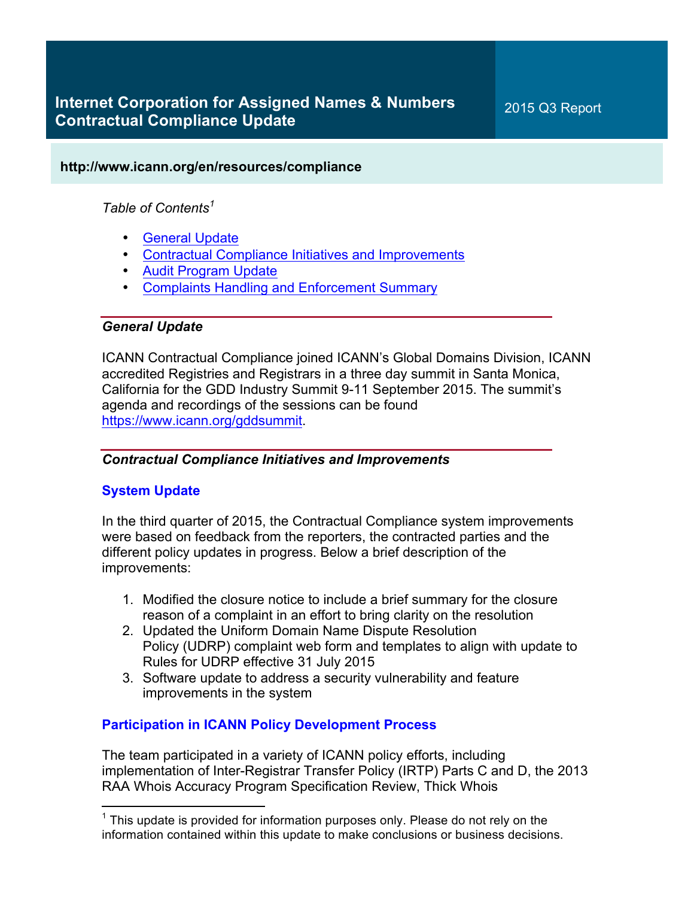# Internet Corporation for Assigned Names & Numbers Contractual Compliance Update

2015 Q3 Report

**http://www.icann.org/en/resources/compliance**

*Table of Contents*[1]

- General Update
- Contractual Compliance Initiatives and Improvements
- Audit Program Update
- Complaints Handling and Enforcement Summary

## *General Update*

ICANN Contractual Compliance joined ICANN's Global Domains Division, ICANN accredited Registries and Registrars in a three day summit in Santa Monica, California for the GDD Industry Summit 9-11 September 2015. The summit's agenda and recordings of the sessions can be found https://www.icann.org/gddsummit.

## *Contractual Compliance Initiatives and Improvements*

### System Update

In the third quarter of 2015, the Contractual Compliance system improvements were based on feedback from the reporters, the contracted parties and the different policy updates in progress. Below a brief description of the improvements:

1. Modified the closure notice to include a brief summary for the closure reason of a complaint in an effort to bring clarity on the resolution
2. Updated the Uniform Domain Name Dispute Resolution Policy (UDRP) complaint web form and templates to align with update to Rules for UDRP effective 31 July 2015
3. Software update to address a security vulnerability and feature improvements in the system

### Participation in ICANN Policy Development Process

The team participated in a variety of ICANN policy efforts, including implementation of Inter-Registrar Transfer Policy (IRTP) Parts C and D, the 2013 RAA Whois Accuracy Program Specification Review, Thick Whois

[1] This update is provided for information purposes only. Please do not rely on the information contained within this update to make conclusions or business decisions.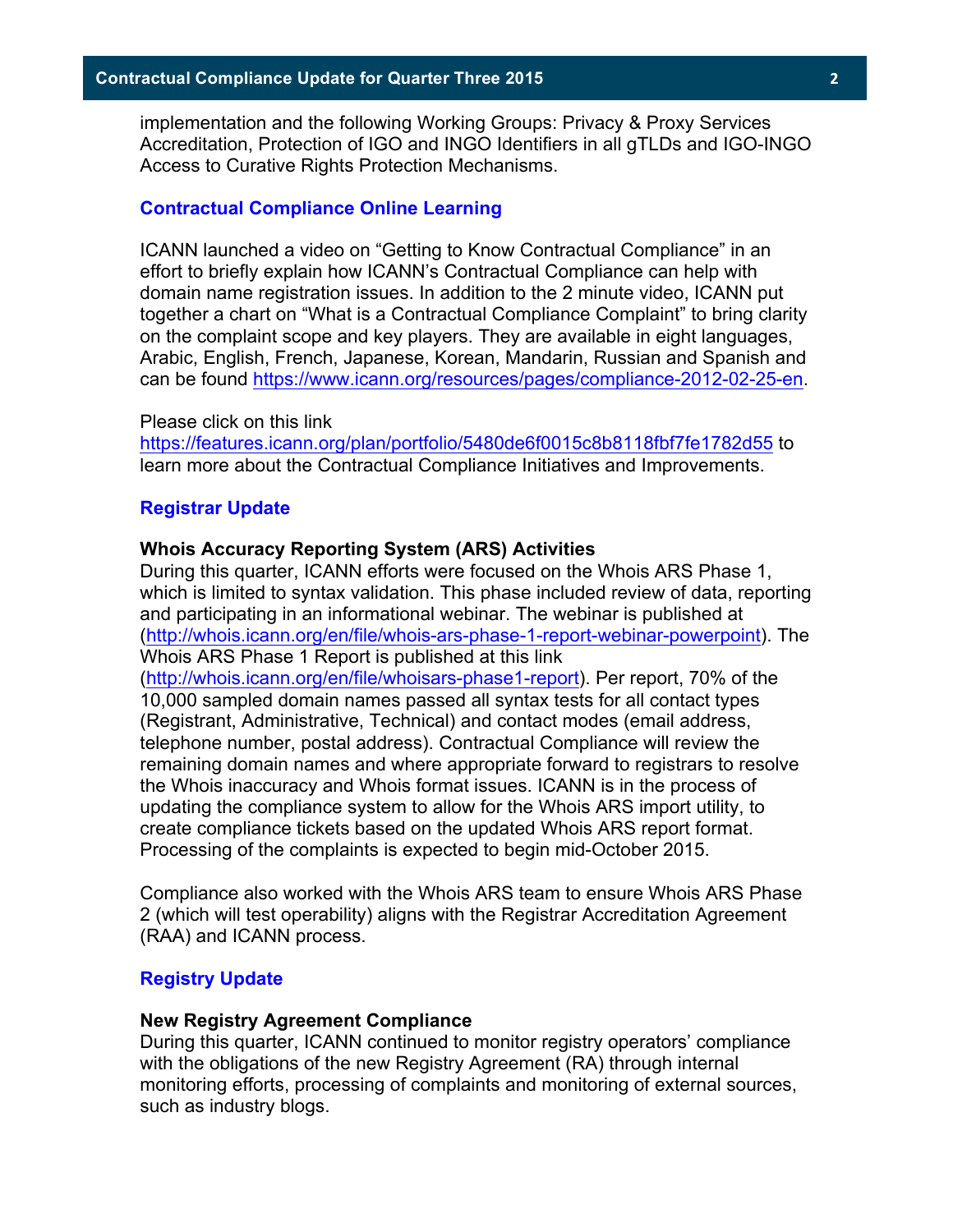implementation and the following Working Groups: Privacy & Proxy Services Accreditation, Protection of IGO and INGO Identifiers in all gTLDs and IGO-INGO Access to Curative Rights Protection Mechanisms.

## Contractual Compliance Online Learning

ICANN launched a video on "Getting to Know Contractual Compliance" in an effort to briefly explain how ICANN's Contractual Compliance can help with domain name registration issues. In addition to the 2 minute video, ICANN put together a chart on "What is a Contractual Compliance Complaint" to bring clarity on the complaint scope and key players. They are available in eight languages, Arabic, English, French, Japanese, Korean, Mandarin, Russian and Spanish and can be found https://www.icann.org/resources/pages/compliance-2012-02-25-en.

Please click on this link https://features.icann.org/plan/portfolio/5480de6f0015c8b8118fbf7fe1782d55 to learn more about the Contractual Compliance Initiatives and Improvements.

## Registrar Update

### Whois Accuracy Reporting System (ARS) Activities

During this quarter, ICANN efforts were focused on the Whois ARS Phase 1, which is limited to syntax validation. This phase included review of data, reporting and participating in an informational webinar. The webinar is published at (http://whois.icann.org/en/file/whois-ars-phase-1-report-webinar-powerpoint). The Whois ARS Phase 1 Report is published at this link (http://whois.icann.org/en/file/whoisars-phase1-report). Per report, 70% of the 10,000 sampled domain names passed all syntax tests for all contact types (Registrant, Administrative, Technical) and contact modes (email address, telephone number, postal address). Contractual Compliance will review the remaining domain names and where appropriate forward to registrars to resolve the Whois inaccuracy and Whois format issues. ICANN is in the process of updating the compliance system to allow for the Whois ARS import utility, to create compliance tickets based on the updated Whois ARS report format. Processing of the complaints is expected to begin mid-October 2015.

Compliance also worked with the Whois ARS team to ensure Whois ARS Phase 2 (which will test operability) aligns with the Registrar Accreditation Agreement (RAA) and ICANN process.

## Registry Update

### New Registry Agreement Compliance

During this quarter, ICANN continued to monitor registry operators' compliance with the obligations of the new Registry Agreement (RA) through internal monitoring efforts, processing of complaints and monitoring of external sources, such as industry blogs.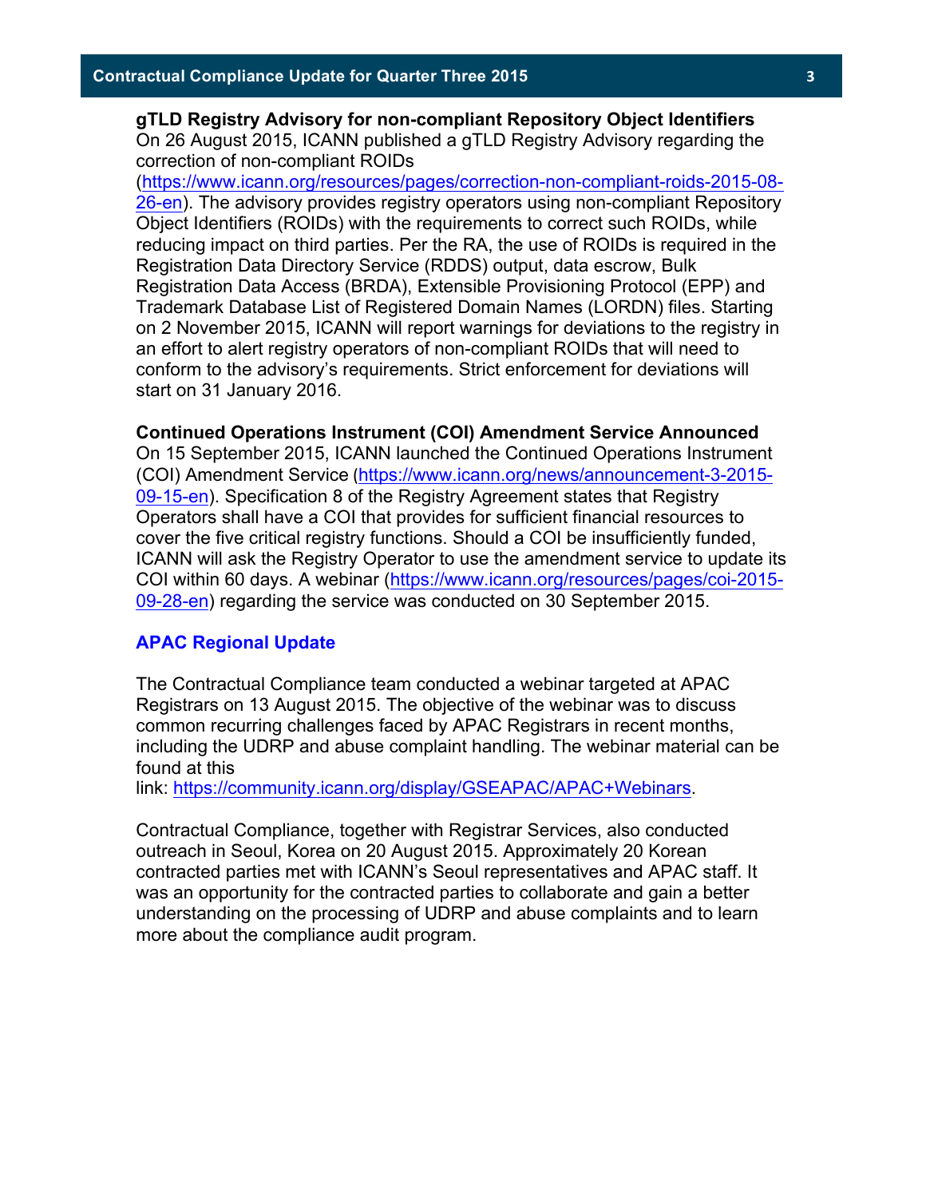**gTLD Registry Advisory for non-compliant Repository Object Identifiers**

On 26 August 2015, ICANN published a gTLD Registry Advisory regarding the correction of non-compliant ROIDs (https://www.icann.org/resources/pages/correction-non-compliant-roids-2015-08-26-en). The advisory provides registry operators using non-compliant Repository Object Identifiers (ROIDs) with the requirements to correct such ROIDs, while reducing impact on third parties. Per the RA, the use of ROIDs is required in the Registration Data Directory Service (RDDS) output, data escrow, Bulk Registration Data Access (BRDA), Extensible Provisioning Protocol (EPP) and Trademark Database List of Registered Domain Names (LORDN) files. Starting on 2 November 2015, ICANN will report warnings for deviations to the registry in an effort to alert registry operators of non-compliant ROIDs that will need to conform to the advisory's requirements. Strict enforcement for deviations will start on 31 January 2016.

**Continued Operations Instrument (COI) Amendment Service Announced**

On 15 September 2015, ICANN launched the Continued Operations Instrument (COI) Amendment Service (https://www.icann.org/news/announcement-3-2015-09-15-en). Specification 8 of the Registry Agreement states that Registry Operators shall have a COI that provides for sufficient financial resources to cover the five critical registry functions. Should a COI be insufficiently funded, ICANN will ask the Registry Operator to use the amendment service to update its COI within 60 days. A webinar (https://www.icann.org/resources/pages/coi-2015-09-28-en) regarding the service was conducted on 30 September 2015.

## APAC Regional Update

The Contractual Compliance team conducted a webinar targeted at APAC Registrars on 13 August 2015. The objective of the webinar was to discuss common recurring challenges faced by APAC Registrars in recent months, including the UDRP and abuse complaint handling. The webinar material can be found at this link: https://community.icann.org/display/GSEAPAC/APAC+Webinars.

Contractual Compliance, together with Registrar Services, also conducted outreach in Seoul, Korea on 20 August 2015. Approximately 20 Korean contracted parties met with ICANN's Seoul representatives and APAC staff. It was an opportunity for the contracted parties to collaborate and gain a better understanding on the processing of UDRP and abuse complaints and to learn more about the compliance audit program.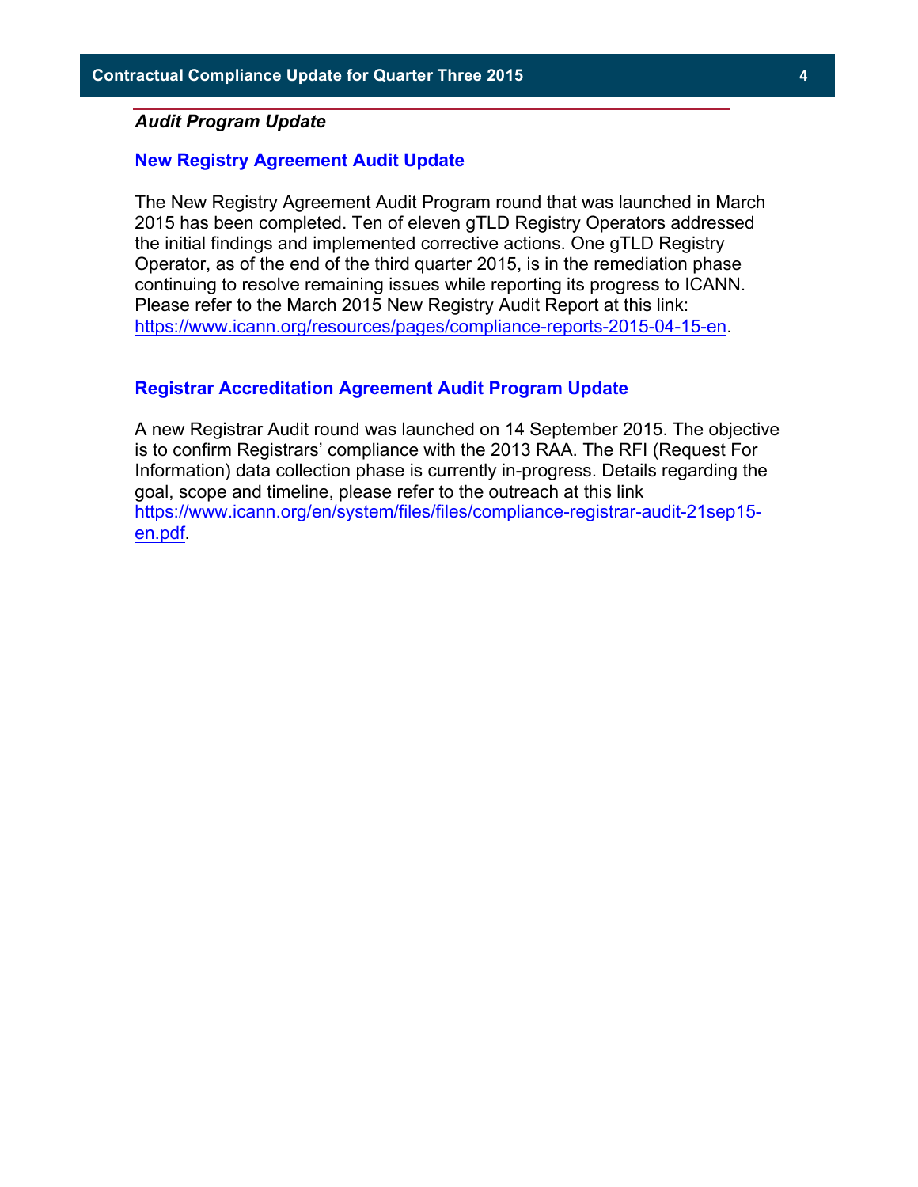## *Audit Program Update*

### New Registry Agreement Audit Update

The New Registry Agreement Audit Program round that was launched in March 2015 has been completed. Ten of eleven gTLD Registry Operators addressed the initial findings and implemented corrective actions. One gTLD Registry Operator, as of the end of the third quarter 2015, is in the remediation phase continuing to resolve remaining issues while reporting its progress to ICANN. Please refer to the March 2015 New Registry Audit Report at this link: https://www.icann.org/resources/pages/compliance-reports-2015-04-15-en.

### Registrar Accreditation Agreement Audit Program Update

A new Registrar Audit round was launched on 14 September 2015. The objective is to confirm Registrars' compliance with the 2013 RAA. The RFI (Request For Information) data collection phase is currently in-progress. Details regarding the goal, scope and timeline, please refer to the outreach at this link https://www.icann.org/en/system/files/files/compliance-registrar-audit-21sep15-en.pdf.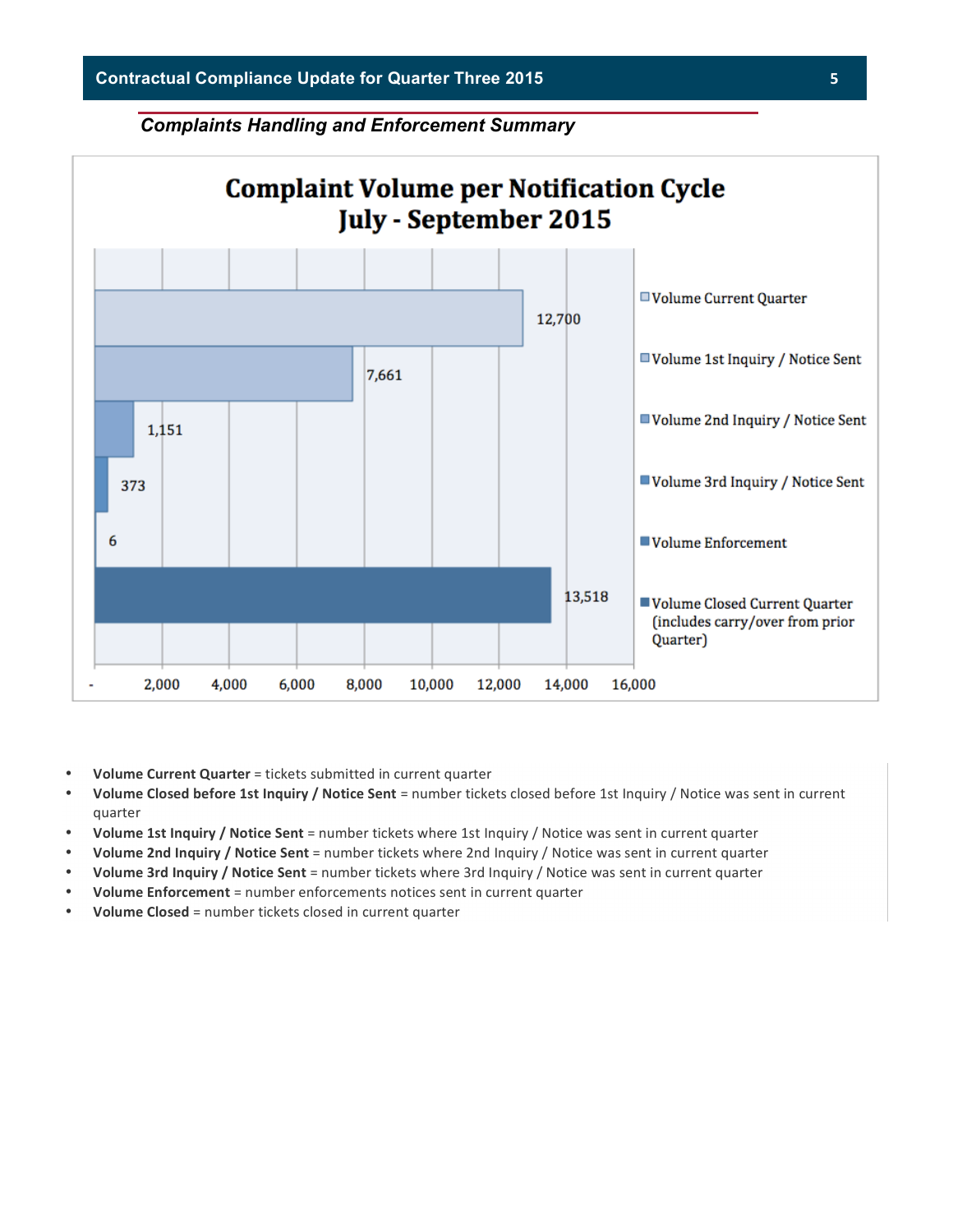*Complaints Handling and Enforcement Summary*

**Complaint Volume per Notification Cycle**
**July - September 2015**

| Category | Volume |
|---|---|
| Volume Current Quarter | 12,700 |
| Volume 1st Inquiry / Notice Sent | 7,661 |
| Volume 2nd Inquiry / Notice Sent | 1,151 |
| Volume 3rd Inquiry / Notice Sent | 373 |
| Volume Enforcement | 6 |
| Volume Closed Current Quarter (includes carry/over from prior Quarter) | 13,518 |

- **Volume Current Quarter** = tickets submitted in current quarter
- **Volume Closed before 1st Inquiry / Notice Sent** = number tickets closed before 1st Inquiry / Notice was sent in current quarter
- **Volume 1st Inquiry / Notice Sent** = number tickets where 1st Inquiry / Notice was sent in current quarter
- **Volume 2nd Inquiry / Notice Sent** = number tickets where 2nd Inquiry / Notice was sent in current quarter
- **Volume 3rd Inquiry / Notice Sent** = number tickets where 3rd Inquiry / Notice was sent in current quarter
- **Volume Enforcement** = number enforcements notices sent in current quarter
- **Volume Closed** = number tickets closed in current quarter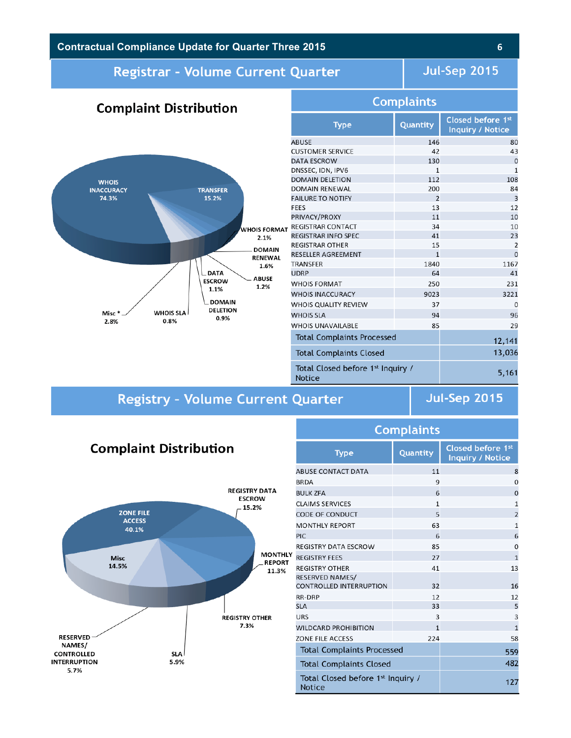## Registrar - Volume Current Quarter

**Jul-Sep 2015**

### Complaint Distribution

WHOIS INACCURACY 74.3%
TRANSFER 15.2%
WHOIS FORMAT 2.1%
DOMAIN RENEWAL 1.6%
ABUSE 1.2%
DATA ESCROW 1.1%
DOMAIN DELETION 0.9%
WHOIS SLA 0.8%
Misc * 2.8%

### Complaints

| Type | Quantity | Closed before 1st Inquiry / Notice |
|---|---|---|
| ABUSE | 146 | 80 |
| CUSTOMER SERVICE | 42 | 43 |
| DATA ESCROW | 130 | 0 |
| DNSSEC, IDN, IPV6 | 1 | 1 |
| DOMAIN DELETION | 112 | 108 |
| DOMAIN RENEWAL | 200 | 84 |
| FAILURE TO NOTIFY | 2 | 3 |
| FEES | 13 | 12 |
| PRIVACY/PROXY | 11 | 10 |
| REGISTRAR CONTACT | 34 | 10 |
| REGISTRAR INFO SPEC | 41 | 23 |
| REGISTRAR OTHER | 15 | 2 |
| RESELLER AGREEMENT | 1 | 0 |
| TRANSFER | 1840 | 1167 |
| UDRP | 64 | 41 |
| WHOIS FORMAT | 250 | 231 |
| WHOIS INACCURACY | 9023 | 3221 |
| WHOIS QUALITY REVIEW | 37 | 0 |
| WHOIS SLA | 94 | 96 |
| WHOIS UNAVAILABLE | 85 | 29 |
| Total Complaints Processed | | 12,141 |
| Total Complaints Closed | | 13,036 |
| Total Closed before 1st Inquiry / Notice | | 5,161 |

## Registry - Volume Current Quarter

**Jul-Sep 2015**

### Complaint Distribution

ZONE FILE ACCESS 40.1%
REGISTRY DATA ESCROW 15.2%
MONTHLY REPORT 11.3%
REGISTRY OTHER 7.3%
SLA 5.9%
RESERVED NAMES/ CONTROLLED INTERRUPTION 5.7%
Misc 14.5%

### Complaints

| Type | Quantity | Closed before 1st Inquiry / Notice |
|---|---|---|
| ABUSE CONTACT DATA | 11 | 8 |
| BRDA | 9 | 0 |
| BULK ZFA | 6 | 0 |
| CLAIMS SERVICES | 1 | 1 |
| CODE OF CONDUCT | 5 | 2 |
| MONTHLY REPORT | 63 | 1 |
| PIC | 6 | 6 |
| REGISTRY DATA ESCROW | 85 | 0 |
| REGISTRY FEES | 27 | 1 |
| REGISTRY OTHER | 41 | 13 |
| RESERVED NAMES/ CONTROLLED INTERRUPTION | 32 | 16 |
| RR-DRP | 12 | 12 |
| SLA | 33 | 5 |
| URS | 3 | 3 |
| WILDCARD PROHIBITION | 1 | 1 |
| ZONE FILE ACCESS | 224 | 58 |
| Total Complaints Processed | | 559 |
| Total Complaints Closed | | 482 |
| Total Closed before 1st Inquiry / Notice | | 127 |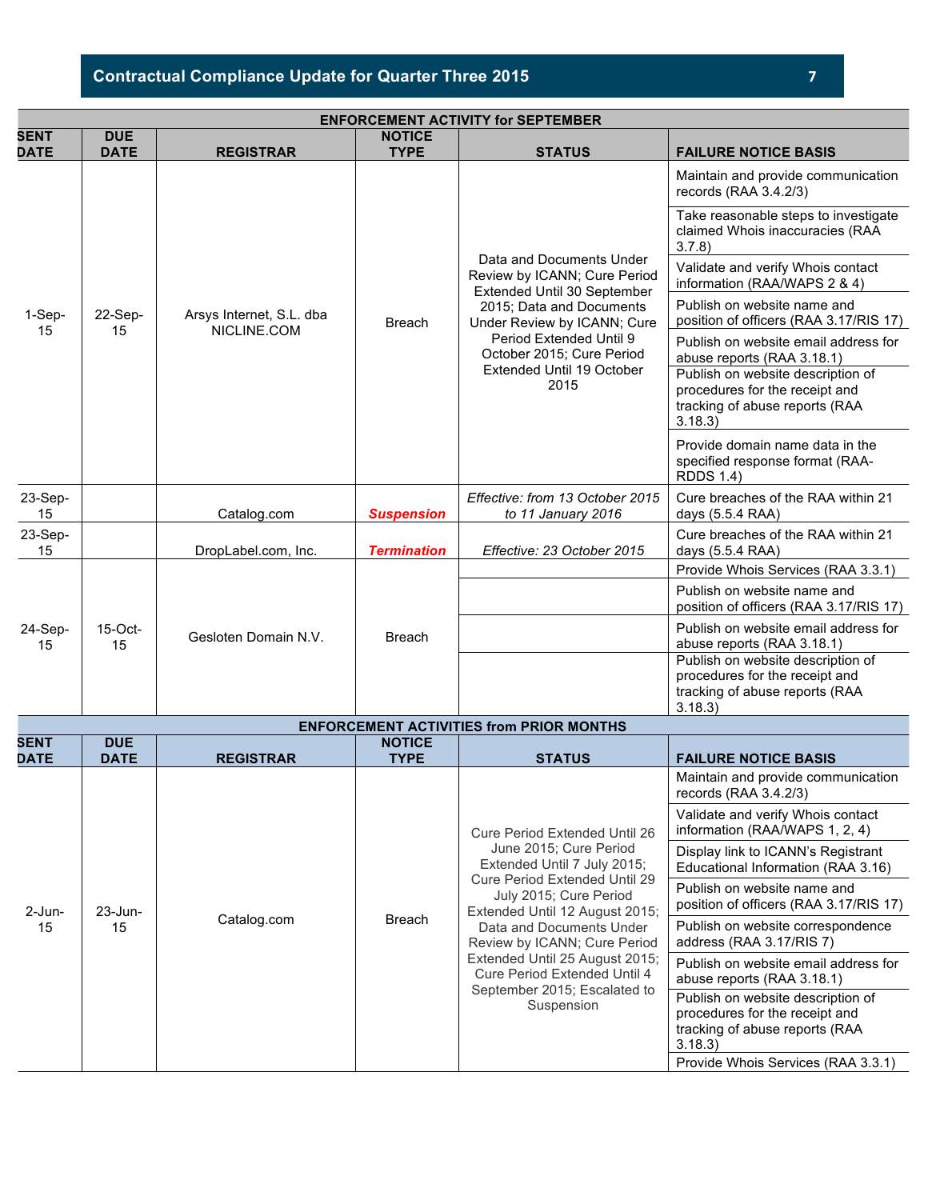| ENFORCEMENT ACTIVITY for SEPTEMBER | | | | | |
|---|---|---|---|---|---|
| SENT DATE | DUE DATE | REGISTRAR | NOTICE TYPE | STATUS | FAILURE NOTICE BASIS |
| 1-Sep-15 | 22-Sep-15 | Arsys Internet, S.L. dba NICLINE.COM | Breach | Data and Documents Under Review by ICANN; Cure Period Extended Until 30 September 2015; Data and Documents Under Review by ICANN; Cure Period Extended Until 9 October 2015; Cure Period Extended Until 19 October 2015 | Maintain and provide communication records (RAA 3.4.2/3)<br>Take reasonable steps to investigate claimed Whois inaccuracies (RAA 3.7.8)<br>Validate and verify Whois contact information (RAA/WAPS 2 & 4)<br>Publish on website name and position of officers (RAA 3.17/RIS 17)<br>Publish on website email address for abuse reports (RAA 3.18.1)<br>Publish on website description of procedures for the receipt and tracking of abuse reports (RAA 3.18.3)<br>Provide domain name data in the specified response format (RAA-RDDS 1.4) |
| 23-Sep-15 | | Catalog.com | ***Suspension*** | *Effective: from 13 October 2015 to 11 January 2016* | Cure breaches of the RAA within 21 days (5.5.4 RAA) |
| 23-Sep-15 | | DropLabel.com, Inc. | ***Termination*** | *Effective: 23 October 2015* | Cure breaches of the RAA within 21 days (5.5.4 RAA) |
| 24-Sep-15 | 15-Oct-15 | Gesloten Domain N.V. | Breach | | Provide Whois Services (RAA 3.3.1)<br>Publish on website name and position of officers (RAA 3.17/RIS 17)<br>Publish on website email address for abuse reports (RAA 3.18.1)<br>Publish on website description of procedures for the receipt and tracking of abuse reports (RAA 3.18.3) |
| **ENFORCEMENT ACTIVITIES from PRIOR MONTHS** | | | | | |
| **SENT DATE** | **DUE DATE** | **REGISTRAR** | **NOTICE TYPE** | **STATUS** | **FAILURE NOTICE BASIS** |
| 2-Jun-15 | 23-Jun-15 | Catalog.com | Breach | Cure Period Extended Until 26 June 2015; Cure Period Extended Until 7 July 2015; Cure Period Extended Until 29 July 2015; Cure Period Extended Until 12 August 2015; Data and Documents Under Review by ICANN; Cure Period Extended Until 25 August 2015; Cure Period Extended Until 4 September 2015; Escalated to Suspension | Maintain and provide communication records (RAA 3.4.2/3)<br>Validate and verify Whois contact information (RAA/WAPS 1, 2, 4)<br>Display link to ICANN's Registrant Educational Information (RAA 3.16)<br>Publish on website name and position of officers (RAA 3.17/RIS 17)<br>Publish on website correspondence address (RAA 3.17/RIS 7)<br>Publish on website email address for abuse reports (RAA 3.18.1)<br>Publish on website description of procedures for the receipt and tracking of abuse reports (RAA 3.18.3)<br>Provide Whois Services (RAA 3.3.1) |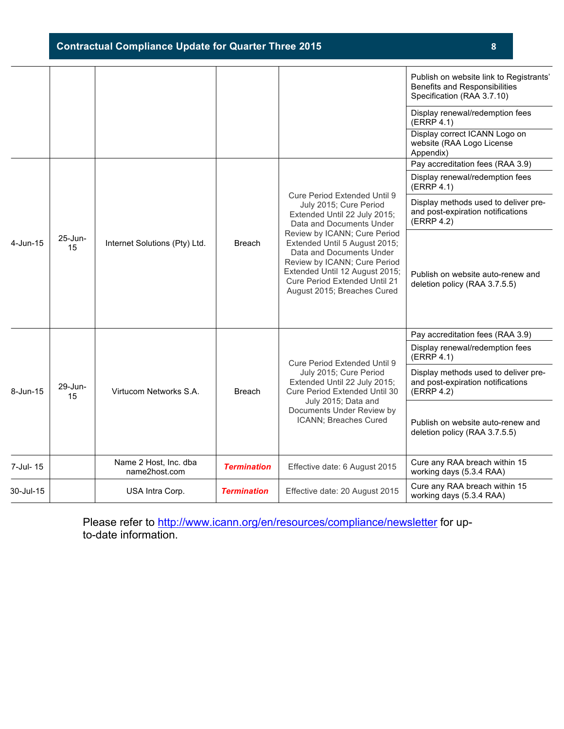| | | | | | |
|---|---|---|---|---|---|
| | | | | | Publish on website link to Registrants' Benefits and Responsibilities Specification (RAA 3.7.10) |
| | | | | | Display renewal/redemption fees (ERRP 4.1) |
| | | | | | Display correct ICANN Logo on website (RAA Logo License Appendix) |
| 4-Jun-15 | 25-Jun-15 | Internet Solutions (Pty) Ltd. | Breach | Cure Period Extended Until 9 July 2015; Cure Period Extended Until 22 July 2015; Data and Documents Under Review by ICANN; Cure Period Extended Until 5 August 2015; Data and Documents Under Review by ICANN; Cure Period Extended Until 12 August 2015; Cure Period Extended Until 21 August 2015; Breaches Cured | Pay accreditation fees (RAA 3.9) |
| | | | | | Display renewal/redemption fees (ERRP 4.1) |
| | | | | | Display methods used to deliver pre- and post-expiration notifications (ERRP 4.2) |
| | | | | | Publish on website auto-renew and deletion policy (RAA 3.7.5.5) |
| 8-Jun-15 | 29-Jun-15 | Virtucom Networks S.A. | Breach | Cure Period Extended Until 9 July 2015; Cure Period Extended Until 22 July 2015; Cure Period Extended Until 30 July 2015; Data and Documents Under Review by ICANN; Breaches Cured | Pay accreditation fees (RAA 3.9) |
| | | | | | Display renewal/redemption fees (ERRP 4.1) |
| | | | | | Display methods used to deliver pre- and post-expiration notifications (ERRP 4.2) |
| | | | | | Publish on website auto-renew and deletion policy (RAA 3.7.5.5) |
| 7-Jul- 15 | | Name 2 Host, Inc. dba name2host.com | ***Termination*** | Effective date: 6 August 2015 | Cure any RAA breach within 15 working days (5.3.4 RAA) |
| 30-Jul-15 | | USA Intra Corp. | ***Termination*** | Effective date: 20 August 2015 | Cure any RAA breach within 15 working days (5.3.4 RAA) |

Please refer to http://www.icann.org/en/resources/compliance/newsletter for up-to-date information.